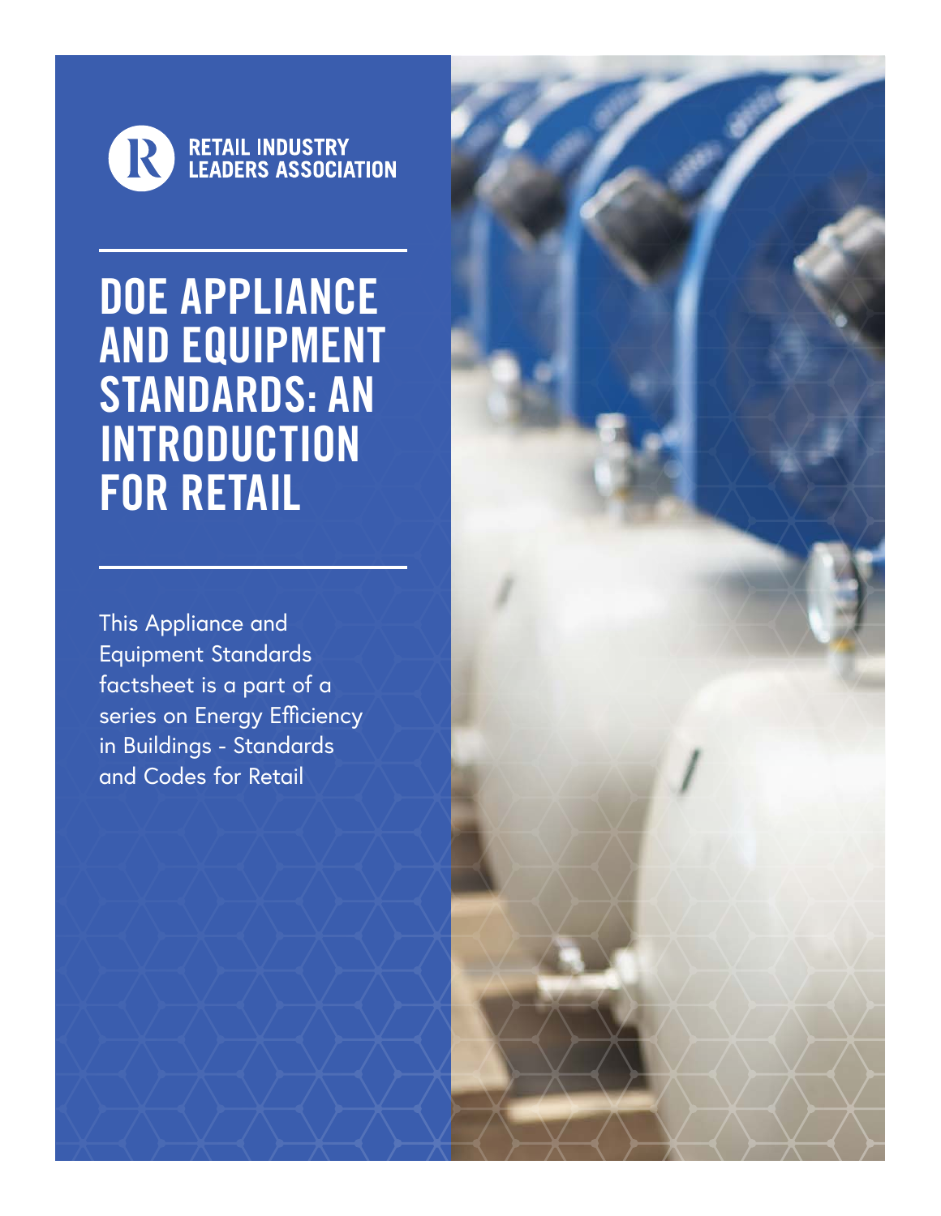RETAIL INDUSTRY LEADERS ASSOCIATION

# DOE APPLIANCE AND EQUIPMENT STANDARDS: AN INTRODUCTION FOR RETAIL

This Appliance and Equipment Standards factsheet is a part of a series on Energy Efficiency in Buildings - Standards and Codes for Retail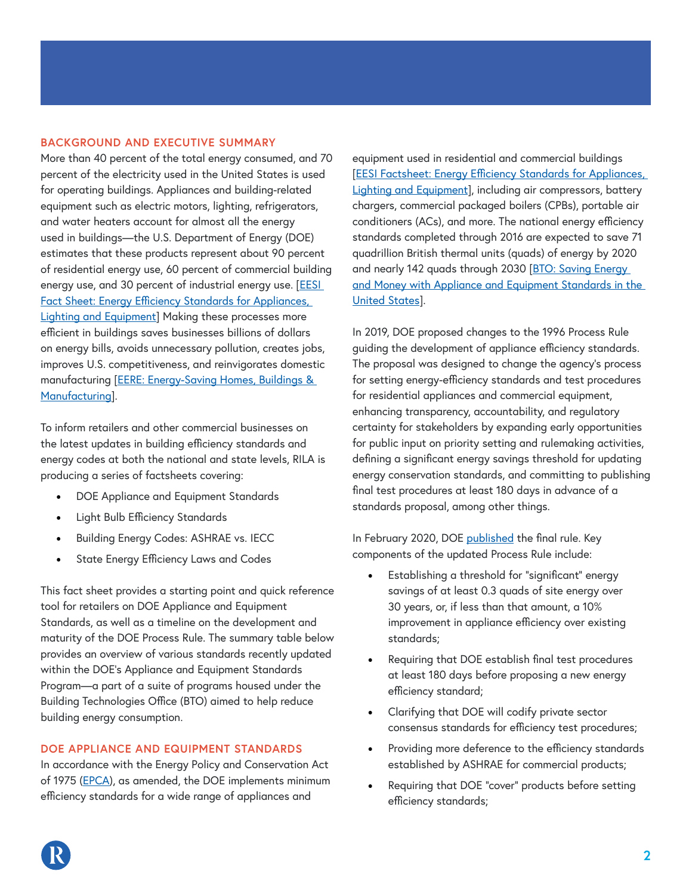## BACKGROUND AND EXECUTIVE SUMMARY

More than 40 percent of the total energy consumed, and 70 percent of the electricity used in the United States is used for operating buildings. Appliances and building-related equipment such as electric motors, lighting, refrigerators, and water heaters account for almost all the energy used in buildings—the U.S. Department of Energy (DOE) estimates that these products represent about 90 percent of residential energy use, 60 percent of commercial building energy use, and 30 percent of industrial energy use. [EESI Fact Sheet: Energy Efficiency Standards for Appliances, Lighting and Equipment] Making these processes more efficient in buildings saves businesses billions of dollars on energy bills, avoids unnecessary pollution, creates jobs, improves U.S. competitiveness, and reinvigorates domestic manufacturing [EERE: Energy-Saving Homes, Buildings & Manufacturing].

To inform retailers and other commercial businesses on the latest updates in building efficiency standards and energy codes at both the national and state levels, RILA is producing a series of factsheets covering:

- DOE Appliance and Equipment Standards
- Light Bulb Efficiency Standards
- Building Energy Codes: ASHRAE vs. IECC
- State Energy Efficiency Laws and Codes

This fact sheet provides a starting point and quick reference tool for retailers on DOE Appliance and Equipment Standards, as well as a timeline on the development and maturity of the DOE Process Rule. The summary table below provides an overview of various standards recently updated within the DOE's Appliance and Equipment Standards Program—a part of a suite of programs housed under the Building Technologies Office (BTO) aimed to help reduce building energy consumption.

## DOE APPLIANCE AND EQUIPMENT STANDARDS

In accordance with the Energy Policy and Conservation Act of 1975 (EPCA), as amended, the DOE implements minimum efficiency standards for a wide range of appliances and equipment used in residential and commercial buildings [EESI Factsheet: Energy Efficiency Standards for Appliances, Lighting and Equipment], including air compressors, battery chargers, commercial packaged boilers (CPBs), portable air conditioners (ACs), and more. The national energy efficiency standards completed through 2016 are expected to save 71 quadrillion British thermal units (quads) of energy by 2020 and nearly 142 quads through 2030 [BTO: Saving Energy and Money with Appliance and Equipment Standards in the United States].

In 2019, DOE proposed changes to the 1996 Process Rule guiding the development of appliance efficiency standards. The proposal was designed to change the agency's process for setting energy-efficiency standards and test procedures for residential appliances and commercial equipment, enhancing transparency, accountability, and regulatory certainty for stakeholders by expanding early opportunities for public input on priority setting and rulemaking activities, defining a significant energy savings threshold for updating energy conservation standards, and committing to publishing final test procedures at least 180 days in advance of a standards proposal, among other things.

In February 2020, DOE published the final rule. Key components of the updated Process Rule include:

- Establishing a threshold for "significant" energy savings of at least 0.3 quads of site energy over 30 years, or, if less than that amount, a 10% improvement in appliance efficiency over existing standards;
- Requiring that DOE establish final test procedures at least 180 days before proposing a new energy efficiency standard;
- Clarifying that DOE will codify private sector consensus standards for efficiency test procedures;
- Providing more deference to the efficiency standards established by ASHRAE for commercial products;
- Requiring that DOE "cover" products before setting efficiency standards;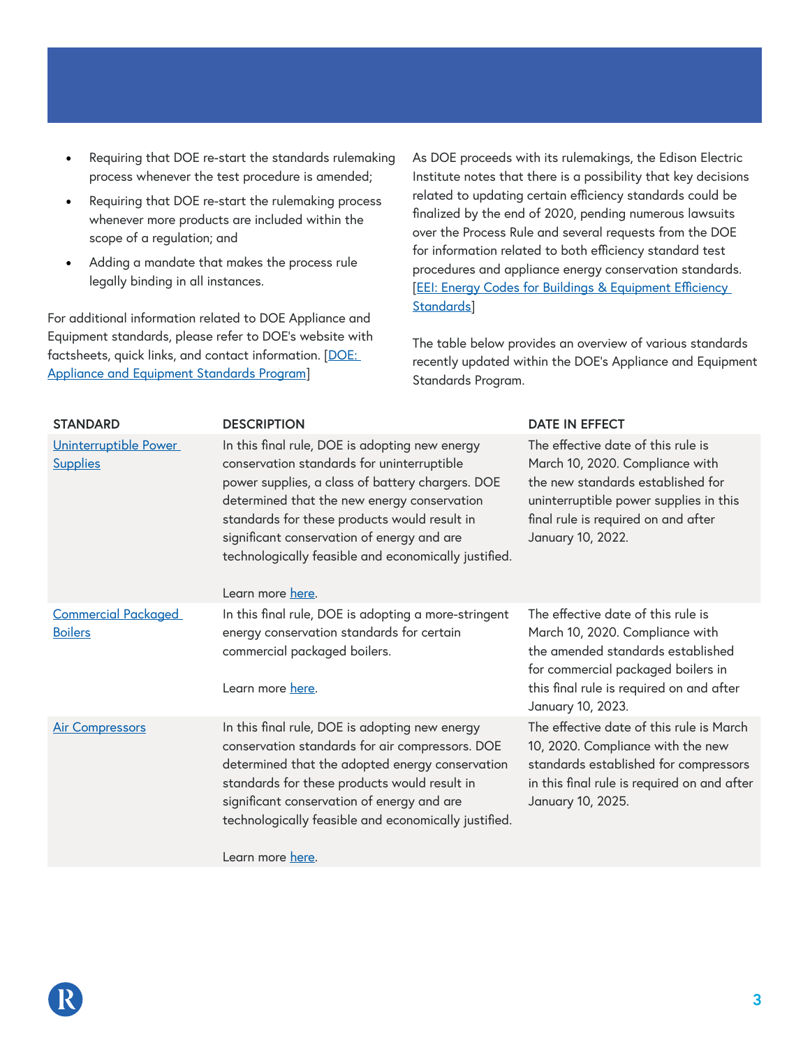- Requiring that DOE re-start the standards rulemaking process whenever the test procedure is amended;
- Requiring that DOE re-start the rulemaking process whenever more products are included within the scope of a regulation; and
- Adding a mandate that makes the process rule legally binding in all instances.

For additional information related to DOE Appliance and Equipment standards, please refer to DOE's website with factsheets, quick links, and contact information. [DOE: Appliance and Equipment Standards Program]

As DOE proceeds with its rulemakings, the Edison Electric Institute notes that there is a possibility that key decisions related to updating certain efficiency standards could be finalized by the end of 2020, pending numerous lawsuits over the Process Rule and several requests from the DOE for information related to both efficiency standard test procedures and appliance energy conservation standards. [EEI: Energy Codes for Buildings & Equipment Efficiency Standards]

The table below provides an overview of various standards recently updated within the DOE's Appliance and Equipment Standards Program.

| STANDARD | DESCRIPTION | DATE IN EFFECT |
| --- | --- | --- |
| Uninterruptible Power Supplies | In this final rule, DOE is adopting new energy conservation standards for uninterruptible power supplies, a class of battery chargers. DOE determined that the new energy conservation standards for these products would result in significant conservation of energy and are technologically feasible and economically justified.<br><br>Learn more here. | The effective date of this rule is March 10, 2020. Compliance with the new standards established for uninterruptible power supplies in this final rule is required on and after January 10, 2022. |
| Commercial Packaged Boilers | In this final rule, DOE is adopting a more-stringent energy conservation standards for certain commercial packaged boilers.<br><br>Learn more here. | The effective date of this rule is March 10, 2020. Compliance with the amended standards established for commercial packaged boilers in this final rule is required on and after January 10, 2023. |
| Air Compressors | In this final rule, DOE is adopting new energy conservation standards for air compressors. DOE determined that the adopted energy conservation standards for these products would result in significant conservation of energy and are technologically feasible and economically justified.<br><br>Learn more here. | The effective date of this rule is March 10, 2020. Compliance with the new standards established for compressors in this final rule is required on and after January 10, 2025. |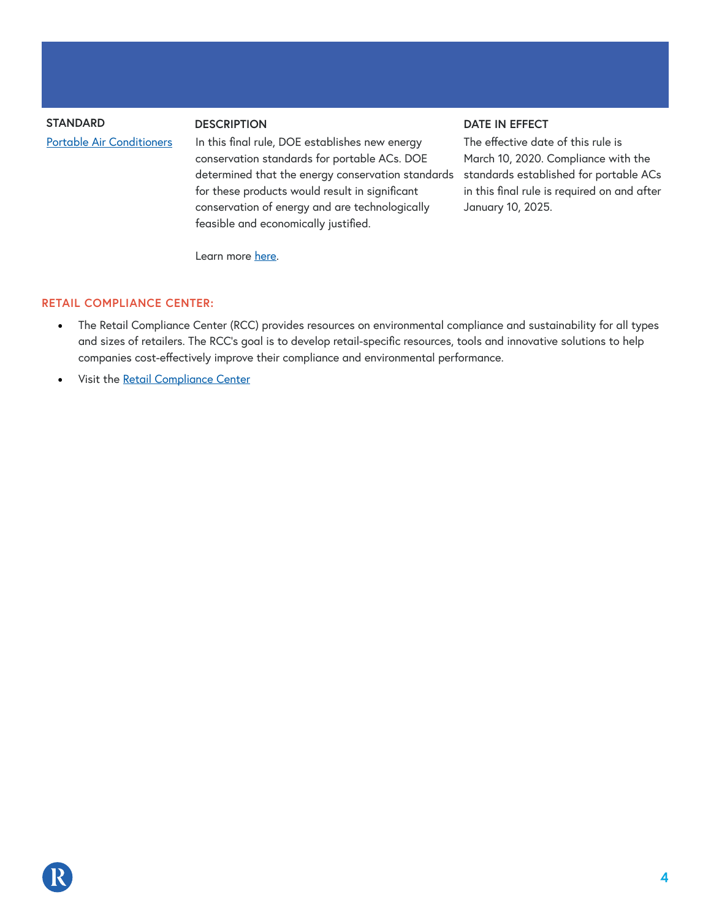| STANDARD | DESCRIPTION | DATE IN EFFECT |
|---|---|---|
| Portable Air Conditioners | In this final rule, DOE establishes new energy conservation standards for portable ACs. DOE determined that the energy conservation standards for these products would result in significant conservation of energy and are technologically feasible and economically justified.<br><br>Learn more here. | The effective date of this rule is March 10, 2020. Compliance with the standards established for portable ACs in this final rule is required on and after January 10, 2025. |

**RETAIL COMPLIANCE CENTER:**

- The Retail Compliance Center (RCC) provides resources on environmental compliance and sustainability for all types and sizes of retailers. The RCC's goal is to develop retail-specific resources, tools and innovative solutions to help companies cost-effectively improve their compliance and environmental performance.
- Visit the Retail Compliance Center